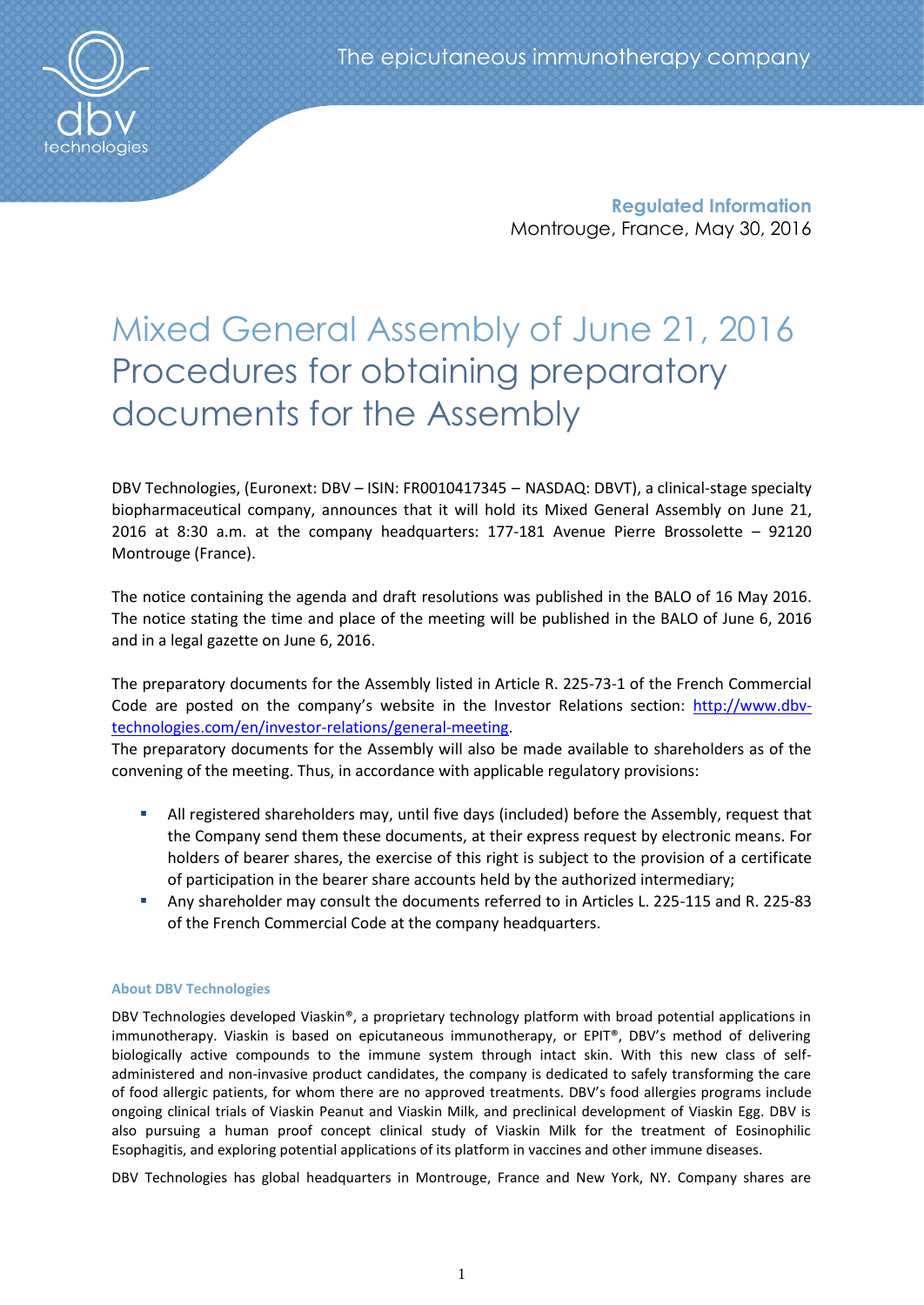The epicutaneous immunotherapy company

**Regulated Information**
Montrouge, France, May 30, 2016

# Mixed General Assembly of June 21, 2016
# Procedures for obtaining preparatory documents for the Assembly

DBV Technologies, (Euronext: DBV – ISIN: FR0010417345 – NASDAQ: DBVT), a clinical-stage specialty biopharmaceutical company, announces that it will hold its Mixed General Assembly on June 21, 2016 at 8:30 a.m. at the company headquarters: 177-181 Avenue Pierre Brossolette – 92120 Montrouge (France).

The notice containing the agenda and draft resolutions was published in the BALO of 16 May 2016. The notice stating the time and place of the meeting will be published in the BALO of June 6, 2016 and in a legal gazette on June 6, 2016.

The preparatory documents for the Assembly listed in Article R. 225-73-1 of the French Commercial Code are posted on the company's website in the Investor Relations section: http://www.dbv-technologies.com/en/investor-relations/general-meeting.
The preparatory documents for the Assembly will also be made available to shareholders as of the convening of the meeting. Thus, in accordance with applicable regulatory provisions:

- All registered shareholders may, until five days (included) before the Assembly, request that the Company send them these documents, at their express request by electronic means. For holders of bearer shares, the exercise of this right is subject to the provision of a certificate of participation in the bearer share accounts held by the authorized intermediary;
- Any shareholder may consult the documents referred to in Articles L. 225-115 and R. 225-83 of the French Commercial Code at the company headquarters.

#### About DBV Technologies

DBV Technologies developed Viaskin®, a proprietary technology platform with broad potential applications in immunotherapy. Viaskin is based on epicutaneous immunotherapy, or EPIT®, DBV's method of delivering biologically active compounds to the immune system through intact skin. With this new class of self-administered and non-invasive product candidates, the company is dedicated to safely transforming the care of food allergic patients, for whom there are no approved treatments. DBV's food allergies programs include ongoing clinical trials of Viaskin Peanut and Viaskin Milk, and preclinical development of Viaskin Egg. DBV is also pursuing a human proof concept clinical study of Viaskin Milk for the treatment of Eosinophilic Esophagitis, and exploring potential applications of its platform in vaccines and other immune diseases.

DBV Technologies has global headquarters in Montrouge, France and New York, NY. Company shares are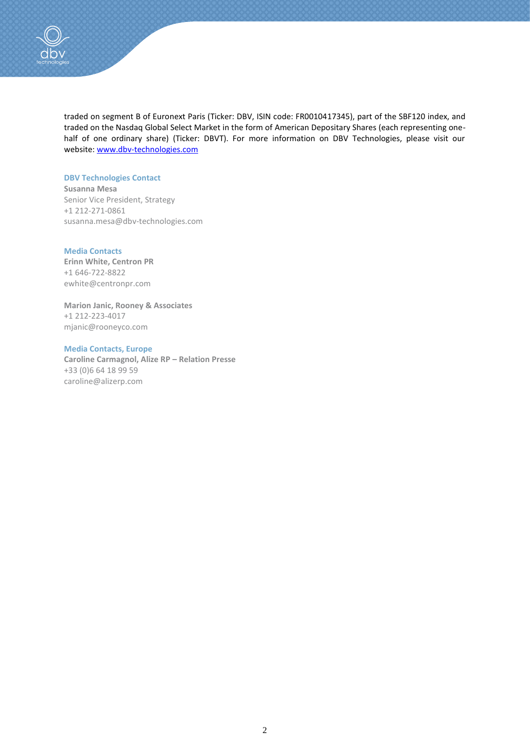traded on segment B of Euronext Paris (Ticker: DBV, ISIN code: FR0010417345), part of the SBF120 index, and traded on the Nasdaq Global Select Market in the form of American Depositary Shares (each representing one-half of one ordinary share) (Ticker: DBVT). For more information on DBV Technologies, please visit our website: [www.dbv-technologies.com](http://www.dbv-technologies.com)

**DBV Technologies Contact**

**Susanna Mesa**
Senior Vice President, Strategy
+1 212-271-0861
susanna.mesa@dbv-technologies.com

**Media Contacts**

**Erinn White, Centron PR**
+1 646-722-8822
ewhite@centronpr.com

**Marion Janic, Rooney & Associates**
+1 212-223-4017
mjanic@rooneyco.com

**Media Contacts, Europe**

**Caroline Carmagnol, Alize RP – Relation Presse**
+33 (0)6 64 18 99 59
caroline@alizerp.com